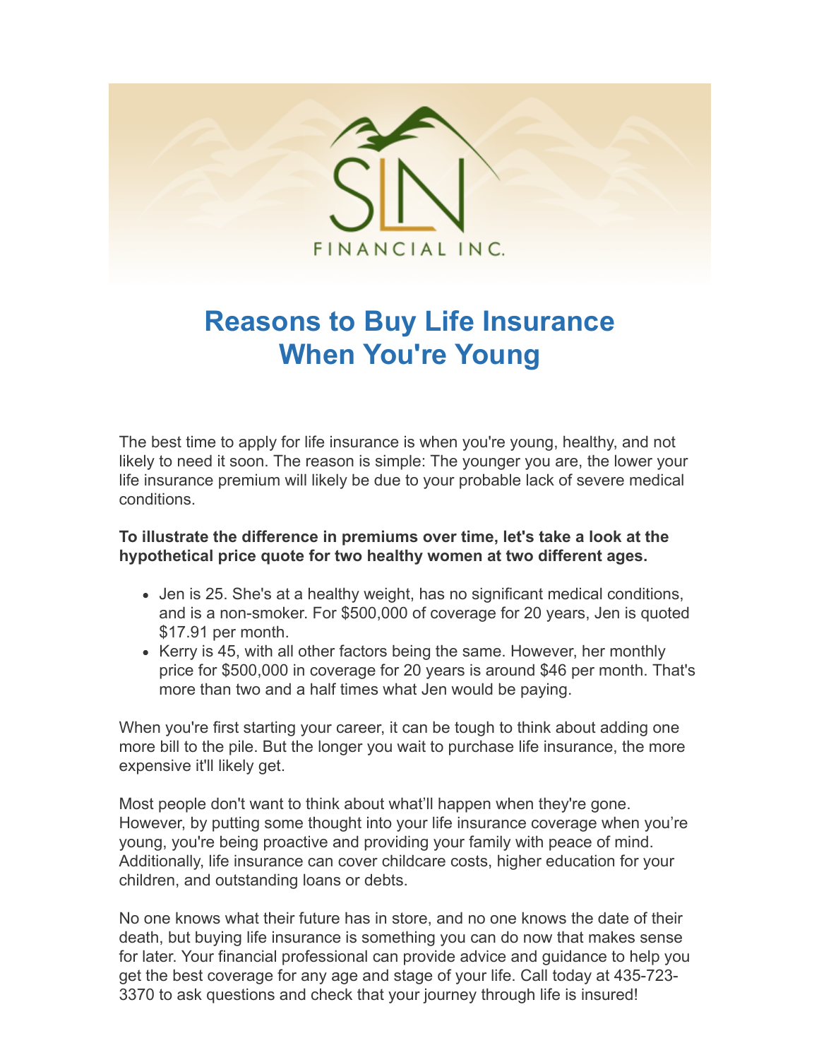SLN FINANCIAL INC.

# Reasons to Buy Life Insurance When You're Young

The best time to apply for life insurance is when you're young, healthy, and not likely to need it soon. The reason is simple: The younger you are, the lower your life insurance premium will likely be due to your probable lack of severe medical conditions.

**To illustrate the difference in premiums over time, let's take a look at the hypothetical price quote for two healthy women at two different ages.**

- Jen is 25. She's at a healthy weight, has no significant medical conditions, and is a non-smoker. For $500,000 of coverage for 20 years, Jen is quoted $17.91 per month.
- Kerry is 45, with all other factors being the same. However, her monthly price for $500,000 in coverage for 20 years is around $46 per month. That's more than two and a half times what Jen would be paying.

When you're first starting your career, it can be tough to think about adding one more bill to the pile. But the longer you wait to purchase life insurance, the more expensive it'll likely get.

Most people don't want to think about what'll happen when they're gone. However, by putting some thought into your life insurance coverage when you're young, you're being proactive and providing your family with peace of mind. Additionally, life insurance can cover childcare costs, higher education for your children, and outstanding loans or debts.

No one knows what their future has in store, and no one knows the date of their death, but buying life insurance is something you can do now that makes sense for later. Your financial professional can provide advice and guidance to help you get the best coverage for any age and stage of your life. Call today at 435-723-3370 to ask questions and check that your journey through life is insured!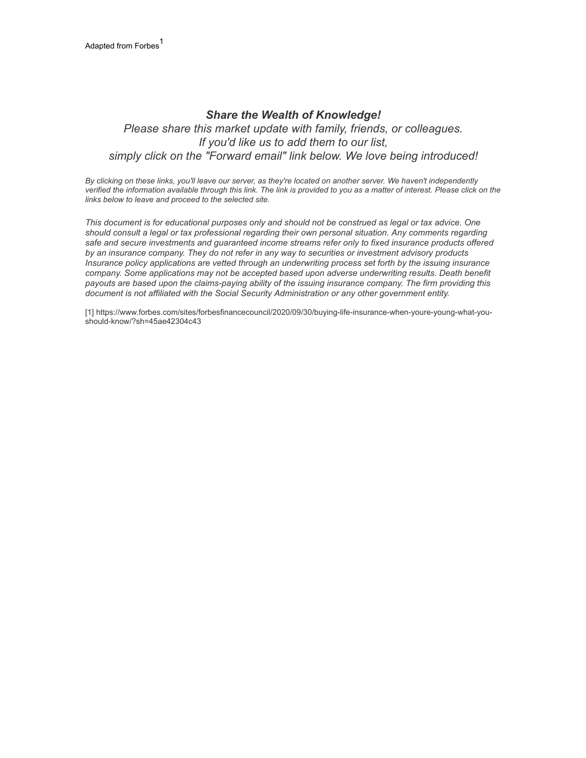Adapted from Forbes[1]

***Share the Wealth of Knowledge!***

*Please share this market update with family, friends, or colleagues.*
*If you'd like us to add them to our list,*
*simply click on the "Forward email" link below. We love being introduced!*

*By clicking on these links, you'll leave our server, as they're located on another server. We haven't independently verified the information available through this link. The link is provided to you as a matter of interest. Please click on the links below to leave and proceed to the selected site.*

*This document is for educational purposes only and should not be construed as legal or tax advice. One should consult a legal or tax professional regarding their own personal situation. Any comments regarding safe and secure investments and guaranteed income streams refer only to fixed insurance products offered by an insurance company. They do not refer in any way to securities or investment advisory products Insurance policy applications are vetted through an underwriting process set forth by the issuing insurance company. Some applications may not be accepted based upon adverse underwriting results. Death benefit payouts are based upon the claims-paying ability of the issuing insurance company. The firm providing this document is not affiliated with the Social Security Administration or any other government entity.*

[1] https://www.forbes.com/sites/forbesfinancecouncil/2020/09/30/buying-life-insurance-when-youre-young-what-you-should-know/?sh=45ae42304c43